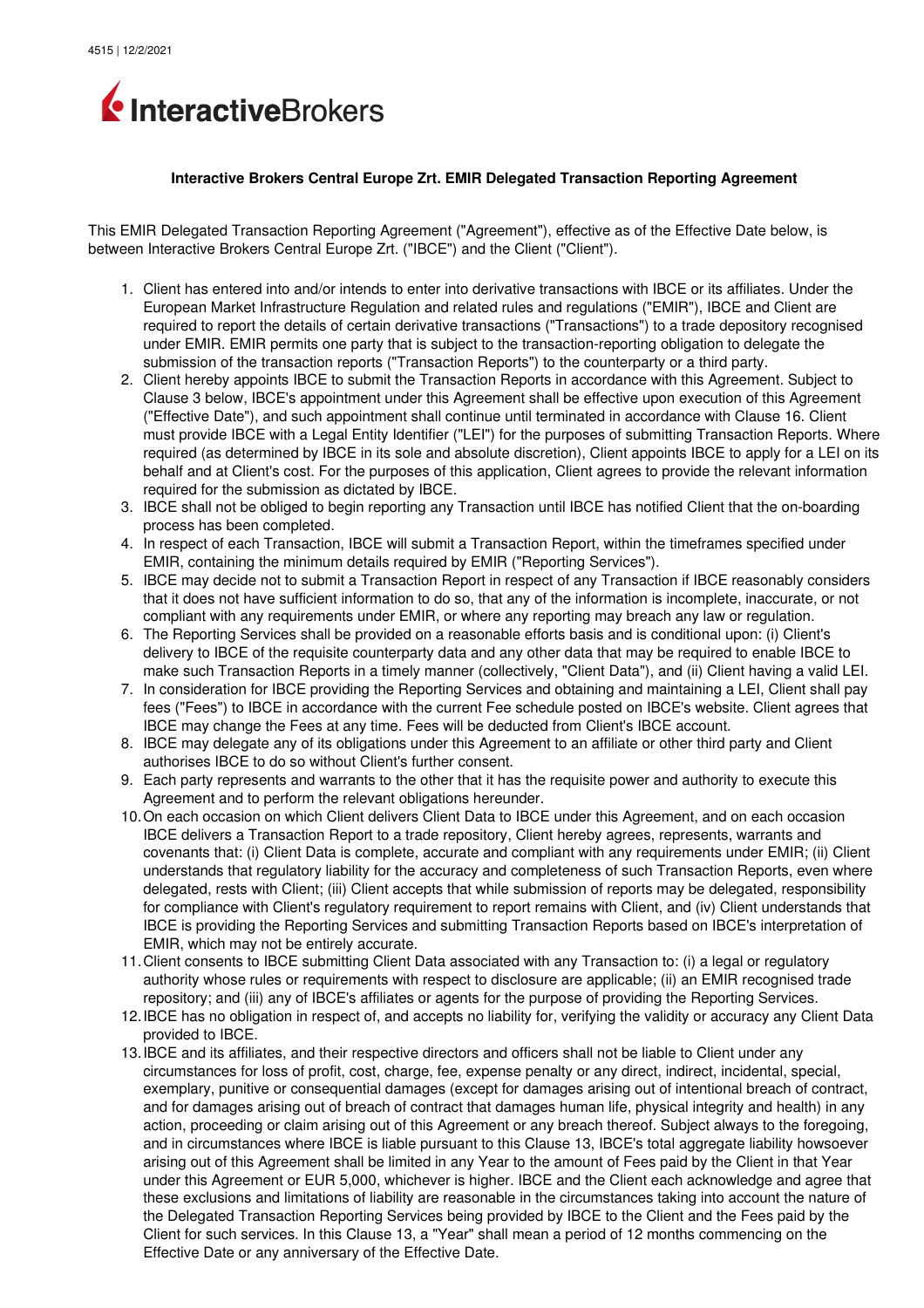4515 | 12/2/2021

InteractiveBrokers

**Interactive Brokers Central Europe Zrt. EMIR Delegated Transaction Reporting Agreement**

This EMIR Delegated Transaction Reporting Agreement ("Agreement"), effective as of the Effective Date below, is between Interactive Brokers Central Europe Zrt. ("IBCE") and the Client ("Client").

1. Client has entered into and/or intends to enter into derivative transactions with IBCE or its affiliates. Under the European Market Infrastructure Regulation and related rules and regulations ("EMIR"), IBCE and Client are required to report the details of certain derivative transactions ("Transactions") to a trade depository recognised under EMIR. EMIR permits one party that is subject to the transaction-reporting obligation to delegate the submission of the transaction reports ("Transaction Reports") to the counterparty or a third party.
2. Client hereby appoints IBCE to submit the Transaction Reports in accordance with this Agreement. Subject to Clause 3 below, IBCE's appointment under this Agreement shall be effective upon execution of this Agreement ("Effective Date"), and such appointment shall continue until terminated in accordance with Clause 16. Client must provide IBCE with a Legal Entity Identifier ("LEI") for the purposes of submitting Transaction Reports. Where required (as determined by IBCE in its sole and absolute discretion), Client appoints IBCE to apply for a LEI on its behalf and at Client's cost. For the purposes of this application, Client agrees to provide the relevant information required for the submission as dictated by IBCE.
3. IBCE shall not be obliged to begin reporting any Transaction until IBCE has notified Client that the on-boarding process has been completed.
4. In respect of each Transaction, IBCE will submit a Transaction Report, within the timeframes specified under EMIR, containing the minimum details required by EMIR ("Reporting Services").
5. IBCE may decide not to submit a Transaction Report in respect of any Transaction if IBCE reasonably considers that it does not have sufficient information to do so, that any of the information is incomplete, inaccurate, or not compliant with any requirements under EMIR, or where any reporting may breach any law or regulation.
6. The Reporting Services shall be provided on a reasonable efforts basis and is conditional upon: (i) Client's delivery to IBCE of the requisite counterparty data and any other data that may be required to enable IBCE to make such Transaction Reports in a timely manner (collectively, "Client Data"), and (ii) Client having a valid LEI.
7. In consideration for IBCE providing the Reporting Services and obtaining and maintaining a LEI, Client shall pay fees ("Fees") to IBCE in accordance with the current Fee schedule posted on IBCE's website. Client agrees that IBCE may change the Fees at any time. Fees will be deducted from Client's IBCE account.
8. IBCE may delegate any of its obligations under this Agreement to an affiliate or other third party and Client authorises IBCE to do so without Client's further consent.
9. Each party represents and warrants to the other that it has the requisite power and authority to execute this Agreement and to perform the relevant obligations hereunder.
10. On each occasion on which Client delivers Client Data to IBCE under this Agreement, and on each occasion IBCE delivers a Transaction Report to a trade repository, Client hereby agrees, represents, warrants and covenants that: (i) Client Data is complete, accurate and compliant with any requirements under EMIR; (ii) Client understands that regulatory liability for the accuracy and completeness of such Transaction Reports, even where delegated, rests with Client; (iii) Client accepts that while submission of reports may be delegated, responsibility for compliance with Client's regulatory requirement to report remains with Client, and (iv) Client understands that IBCE is providing the Reporting Services and submitting Transaction Reports based on IBCE's interpretation of EMIR, which may not be entirely accurate.
11. Client consents to IBCE submitting Client Data associated with any Transaction to: (i) a legal or regulatory authority whose rules or requirements with respect to disclosure are applicable; (ii) an EMIR recognised trade repository; and (iii) any of IBCE's affiliates or agents for the purpose of providing the Reporting Services.
12. IBCE has no obligation in respect of, and accepts no liability for, verifying the validity or accuracy any Client Data provided to IBCE.
13. IBCE and its affiliates, and their respective directors and officers shall not be liable to Client under any circumstances for loss of profit, cost, charge, fee, expense penalty or any direct, indirect, incidental, special, exemplary, punitive or consequential damages (except for damages arising out of intentional breach of contract, and for damages arising out of breach of contract that damages human life, physical integrity and health) in any action, proceeding or claim arising out of this Agreement or any breach thereof. Subject always to the foregoing, and in circumstances where IBCE is liable pursuant to this Clause 13, IBCE's total aggregate liability howsoever arising out of this Agreement shall be limited in any Year to the amount of Fees paid by the Client in that Year under this Agreement or EUR 5,000, whichever is higher. IBCE and the Client each acknowledge and agree that these exclusions and limitations of liability are reasonable in the circumstances taking into account the nature of the Delegated Transaction Reporting Services being provided by IBCE to the Client and the Fees paid by the Client for such services. In this Clause 13, a "Year" shall mean a period of 12 months commencing on the Effective Date or any anniversary of the Effective Date.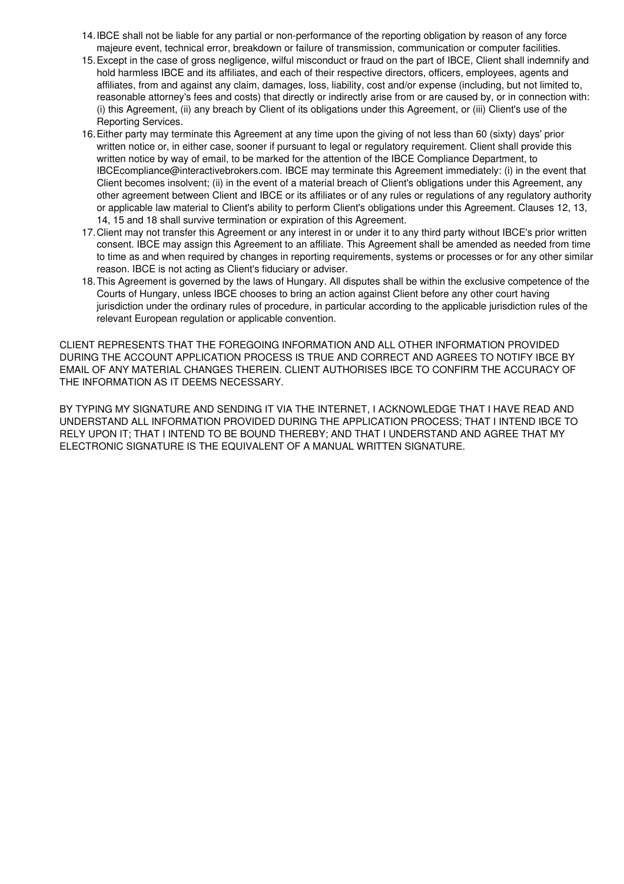14. IBCE shall not be liable for any partial or non-performance of the reporting obligation by reason of any force majeure event, technical error, breakdown or failure of transmission, communication or computer facilities.
15. Except in the case of gross negligence, wilful misconduct or fraud on the part of IBCE, Client shall indemnify and hold harmless IBCE and its affiliates, and each of their respective directors, officers, employees, agents and affiliates, from and against any claim, damages, loss, liability, cost and/or expense (including, but not limited to, reasonable attorney's fees and costs) that directly or indirectly arise from or are caused by, or in connection with: (i) this Agreement, (ii) any breach by Client of its obligations under this Agreement, or (iii) Client's use of the Reporting Services.
16. Either party may terminate this Agreement at any time upon the giving of not less than 60 (sixty) days' prior written notice or, in either case, sooner if pursuant to legal or regulatory requirement. Client shall provide this written notice by way of email, to be marked for the attention of the IBCE Compliance Department, to IBCEcompliance@interactivebrokers.com. IBCE may terminate this Agreement immediately: (i) in the event that Client becomes insolvent; (ii) in the event of a material breach of Client's obligations under this Agreement, any other agreement between Client and IBCE or its affiliates or of any rules or regulations of any regulatory authority or applicable law material to Client's ability to perform Client's obligations under this Agreement. Clauses 12, 13, 14, 15 and 18 shall survive termination or expiration of this Agreement.
17. Client may not transfer this Agreement or any interest in or under it to any third party without IBCE's prior written consent. IBCE may assign this Agreement to an affiliate. This Agreement shall be amended as needed from time to time as and when required by changes in reporting requirements, systems or processes or for any other similar reason. IBCE is not acting as Client's fiduciary or adviser.
18. This Agreement is governed by the laws of Hungary. All disputes shall be within the exclusive competence of the Courts of Hungary, unless IBCE chooses to bring an action against Client before any other court having jurisdiction under the ordinary rules of procedure, in particular according to the applicable jurisdiction rules of the relevant European regulation or applicable convention.

CLIENT REPRESENTS THAT THE FOREGOING INFORMATION AND ALL OTHER INFORMATION PROVIDED DURING THE ACCOUNT APPLICATION PROCESS IS TRUE AND CORRECT AND AGREES TO NOTIFY IBCE BY EMAIL OF ANY MATERIAL CHANGES THEREIN. CLIENT AUTHORISES IBCE TO CONFIRM THE ACCURACY OF THE INFORMATION AS IT DEEMS NECESSARY.

BY TYPING MY SIGNATURE AND SENDING IT VIA THE INTERNET, I ACKNOWLEDGE THAT I HAVE READ AND UNDERSTAND ALL INFORMATION PROVIDED DURING THE APPLICATION PROCESS; THAT I INTEND IBCE TO RELY UPON IT; THAT I INTEND TO BE BOUND THEREBY; AND THAT I UNDERSTAND AND AGREE THAT MY ELECTRONIC SIGNATURE IS THE EQUIVALENT OF A MANUAL WRITTEN SIGNATURE.